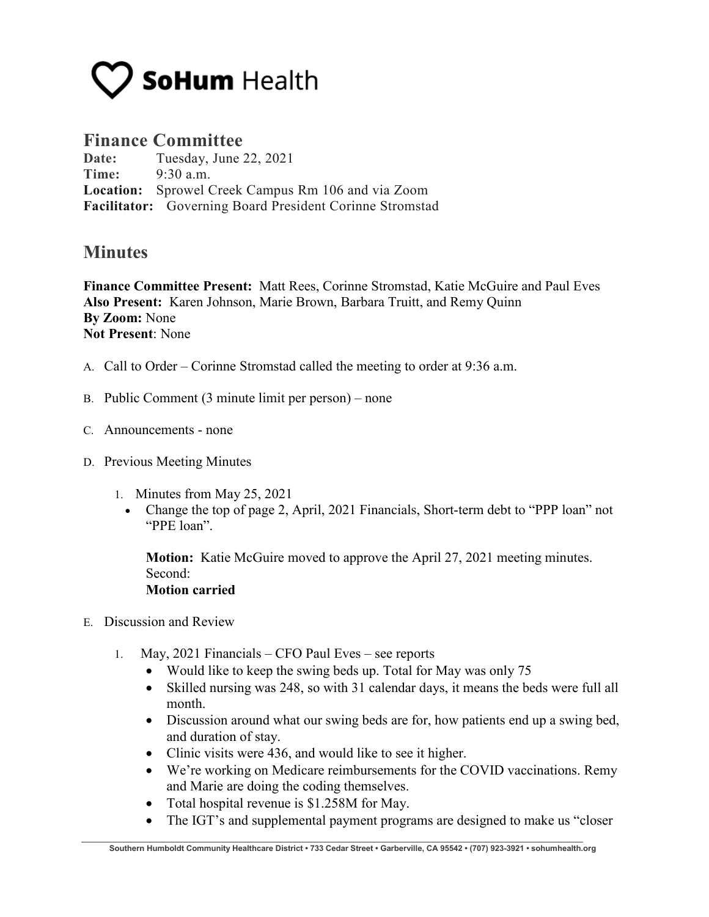SoHum Health

# Finance Committee

**Date:** Tuesday, June 22, 2021
**Time:** 9:30 a.m.
**Location:** Sprowel Creek Campus Rm 106 and via Zoom
**Facilitator:** Governing Board President Corinne Stromstad

# Minutes

**Finance Committee Present:** Matt Rees, Corinne Stromstad, Katie McGuire and Paul Eves
**Also Present:** Karen Johnson, Marie Brown, Barbara Truitt, and Remy Quinn
**By Zoom:** None
**Not Present**: None

A. Call to Order – Corinne Stromstad called the meeting to order at 9:36 a.m.

B. Public Comment (3 minute limit per person) – none

C. Announcements - none

D. Previous Meeting Minutes

1. Minutes from May 25, 2021
   - Change the top of page 2, April, 2021 Financials, Short-term debt to "PPP loan" not "PPE loan".

   **Motion:** Katie McGuire moved to approve the April 27, 2021 meeting minutes.
   Second:
   **Motion carried**

E. Discussion and Review

1. May, 2021 Financials – CFO Paul Eves – see reports
   - Would like to keep the swing beds up. Total for May was only 75
   - Skilled nursing was 248, so with 31 calendar days, it means the beds were full all month.
   - Discussion around what our swing beds are for, how patients end up a swing bed, and duration of stay.
   - Clinic visits were 436, and would like to see it higher.
   - We're working on Medicare reimbursements for the COVID vaccinations. Remy and Marie are doing the coding themselves.
   - Total hospital revenue is $1.258M for May.
   - The IGT's and supplemental payment programs are designed to make us "closer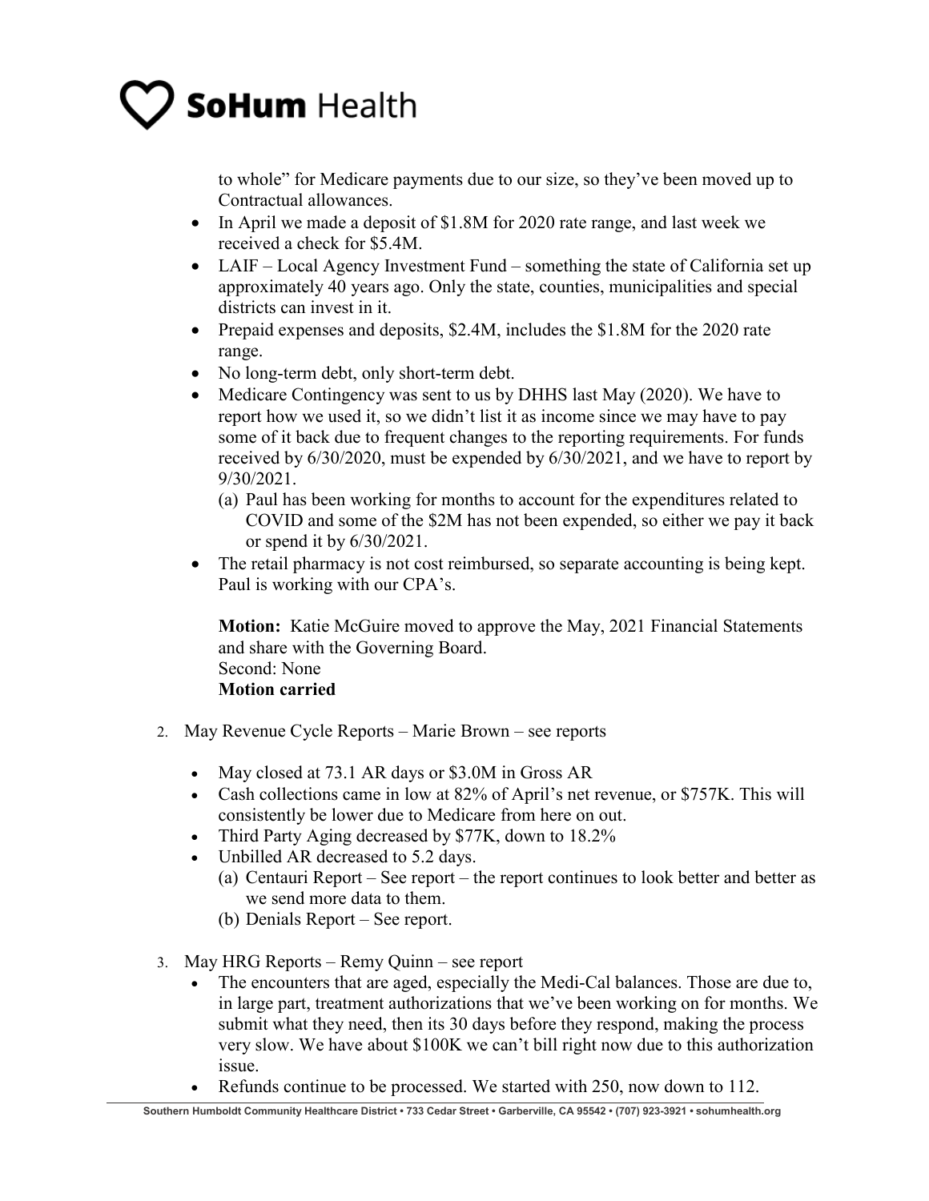to whole" for Medicare payments due to our size, so they've been moved up to Contractual allowances.

- In April we made a deposit of $1.8M for 2020 rate range, and last week we received a check for $5.4M.
- LAIF – Local Agency Investment Fund – something the state of California set up approximately 40 years ago. Only the state, counties, municipalities and special districts can invest in it.
- Prepaid expenses and deposits, $2.4M, includes the $1.8M for the 2020 rate range.
- No long-term debt, only short-term debt.
- Medicare Contingency was sent to us by DHHS last May (2020). We have to report how we used it, so we didn't list it as income since we may have to pay some of it back due to frequent changes to the reporting requirements. For funds received by 6/30/2020, must be expended by 6/30/2021, and we have to report by 9/30/2021.
  (a) Paul has been working for months to account for the expenditures related to COVID and some of the $2M has not been expended, so either we pay it back or spend it by 6/30/2021.
- The retail pharmacy is not cost reimbursed, so separate accounting is being kept. Paul is working with our CPA's.

  **Motion:** Katie McGuire moved to approve the May, 2021 Financial Statements and share with the Governing Board.
  Second: None
  **Motion carried**

2. May Revenue Cycle Reports – Marie Brown – see reports

   - May closed at 73.1 AR days or $3.0M in Gross AR
   - Cash collections came in low at 82% of April's net revenue, or $757K. This will consistently be lower due to Medicare from here on out.
   - Third Party Aging decreased by $77K, down to 18.2%
   - Unbilled AR decreased to 5.2 days.
     (a) Centauri Report – See report – the report continues to look better and better as we send more data to them.
     (b) Denials Report – See report.

3. May HRG Reports – Remy Quinn – see report

   - The encounters that are aged, especially the Medi-Cal balances. Those are due to, in large part, treatment authorizations that we've been working on for months. We submit what they need, then its 30 days before they respond, making the process very slow. We have about $100K we can't bill right now due to this authorization issue.
   - Refunds continue to be processed. We started with 250, now down to 112.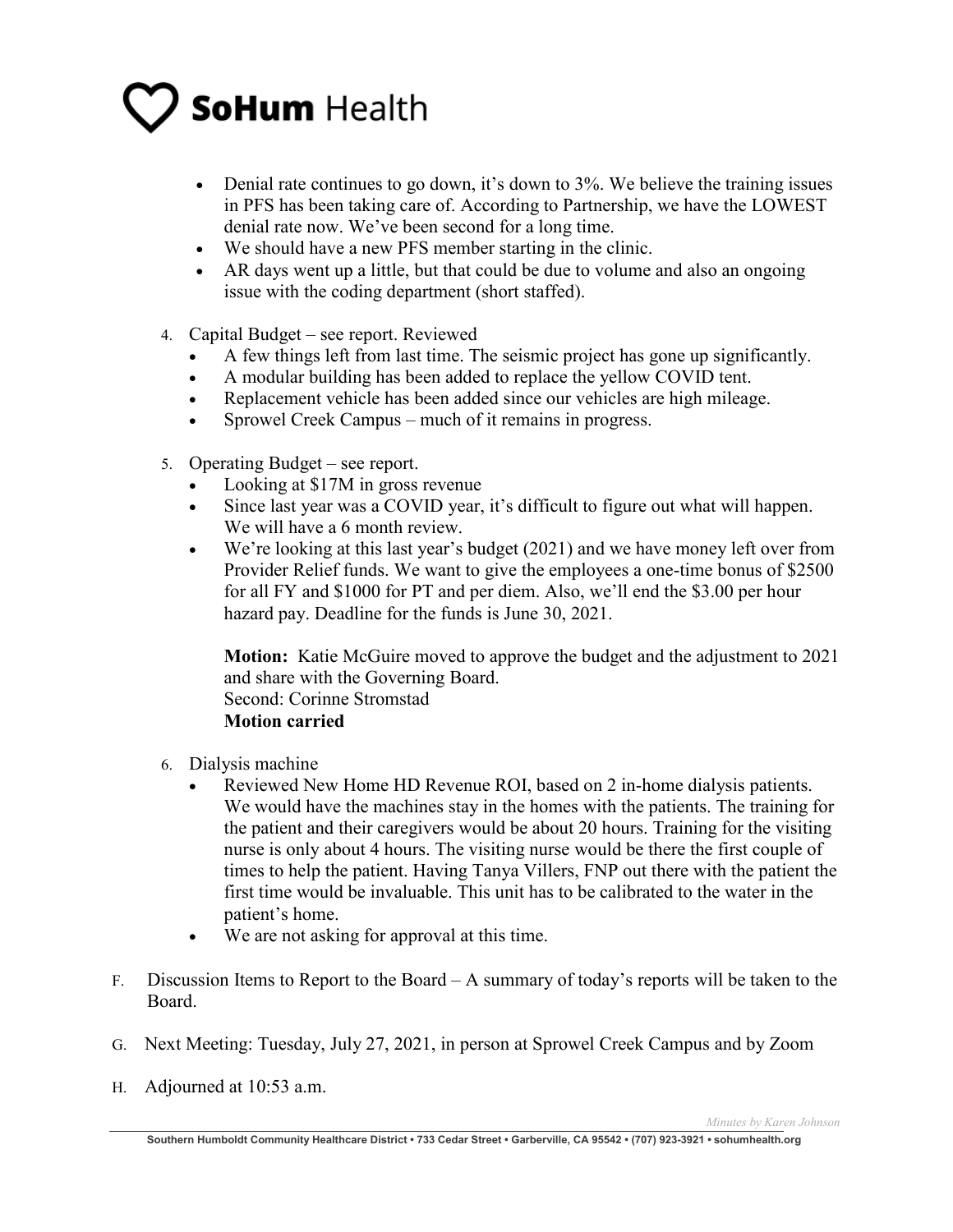- Denial rate continues to go down, it's down to 3%. We believe the training issues in PFS has been taking care of. According to Partnership, we have the LOWEST denial rate now. We've been second for a long time.
- We should have a new PFS member starting in the clinic.
- AR days went up a little, but that could be due to volume and also an ongoing issue with the coding department (short staffed).

4. Capital Budget – see report. Reviewed
   - A few things left from last time. The seismic project has gone up significantly.
   - A modular building has been added to replace the yellow COVID tent.
   - Replacement vehicle has been added since our vehicles are high mileage.
   - Sprowel Creek Campus – much of it remains in progress.

5. Operating Budget – see report.
   - Looking at $17M in gross revenue
   - Since last year was a COVID year, it's difficult to figure out what will happen. We will have a 6 month review.
   - We're looking at this last year's budget (2021) and we have money left over from Provider Relief funds. We want to give the employees a one-time bonus of $2500 for all FY and $1000 for PT and per diem. Also, we'll end the $3.00 per hour hazard pay. Deadline for the funds is June 30, 2021.

   **Motion:** Katie McGuire moved to approve the budget and the adjustment to 2021 and share with the Governing Board.
   Second: Corinne Stromstad
   **Motion carried**

6. Dialysis machine
   - Reviewed New Home HD Revenue ROI, based on 2 in-home dialysis patients. We would have the machines stay in the homes with the patients. The training for the patient and their caregivers would be about 20 hours. Training for the visiting nurse is only about 4 hours. The visiting nurse would be there the first couple of times to help the patient. Having Tanya Villers, FNP out there with the patient the first time would be invaluable. This unit has to be calibrated to the water in the patient's home.
   - We are not asking for approval at this time.

F. Discussion Items to Report to the Board – A summary of today's reports will be taken to the Board.

G. Next Meeting: Tuesday, July 27, 2021, in person at Sprowel Creek Campus and by Zoom

H. Adjourned at 10:53 a.m.

*Minutes by Karen Johnson*